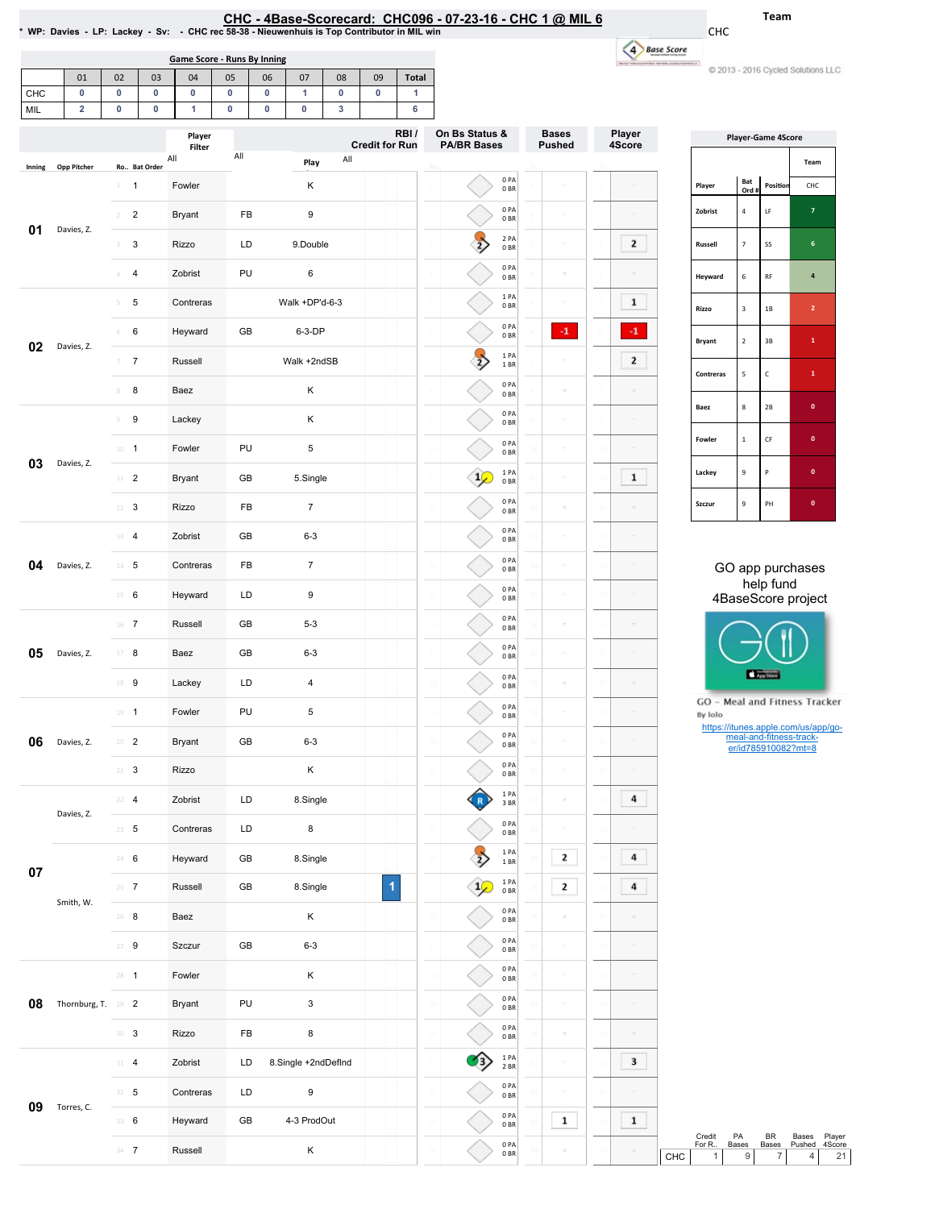# CHC - 4Base-Scorecard: CHC096 - 07-23-16 - CHC 1 @ MIL 6

* WP: Davies - LP: Lackey - Sv: - CHC rec 58-38 - Nieuwenhuis is Top Contributor in MIL win

Team: CHC

© 2013 - 2016 Cycled Solutions LLC

**Game Score - Runs By Inning**

| | 01 | 02 | 03 | 04 | 05 | 06 | 07 | 08 | 09 | Total |
|---|---|---|---|---|---|---|---|---|---|---|
| CHC | 0 | 0 | 0 | 0 | 0 | 0 | 1 | 0 | 0 | 1 |
| MIL | 2 | 0 | 0 | 1 | 0 | 0 | 0 | 3 | | 6 |

| Inning | Opp Pitcher | Ro.. | Bat Order | Player | | Play | RBI / Credit for Run | On Bs Status & PA/BR Bases | Bases Pushed | Player 4Score |
|---|---|---|---|---|---|---|---|---|---|---|
| 01 | Davies, Z. | 1 | 1 | Fowler | | K | | 0 PA 0 BR | | |
| | | 2 | 2 | Bryant | FB | 9 | | 0 PA 0 BR | | |
| | | 3 | 3 | Rizzo | LD | 9.Double | | 2 PA 0 BR | | 2 |
| | | 4 | 4 | Zobrist | PU | 6 | | 0 PA 0 BR | | |
| 02 | Davies, Z. | 5 | 5 | Contreras | | Walk +DP'd-6-3 | | 1 PA 0 BR | | 1 |
| | | 6 | 6 | Heyward | GB | 6-3-DP | | 0 PA 0 BR | -1 | -1 |
| | | 7 | 7 | Russell | | Walk +2ndSB | | 1 PA 1 BR | | 2 |
| | | 8 | 8 | Baez | | K | | 0 PA 0 BR | | |
| 03 | Davies, Z. | 9 | 9 | Lackey | | K | | 0 PA 0 BR | | |
| | | 10 | 1 | Fowler | PU | 5 | | 0 PA 0 BR | | |
| | | 11 | 2 | Bryant | GB | 5.Single | | 1 PA 0 BR | | 1 |
| | | 12 | 3 | Rizzo | FB | 7 | | 0 PA 0 BR | | |
| 04 | Davies, Z. | 13 | 4 | Zobrist | GB | 6-3 | | 0 PA 0 BR | | |
| | | 14 | 5 | Contreras | FB | 7 | | 0 PA 0 BR | | |
| | | 15 | 6 | Heyward | LD | 9 | | 0 PA 0 BR | | |
| 05 | Davies, Z. | 16 | 7 | Russell | GB | 5-3 | | 0 PA 0 BR | | |
| | | 17 | 8 | Baez | GB | 6-3 | | 0 PA 0 BR | | |
| | | 18 | 9 | Lackey | LD | 4 | | 0 PA 0 BR | | |
| 06 | Davies, Z. | 19 | 1 | Fowler | PU | 5 | | 0 PA 0 BR | | |
| | | 20 | 2 | Bryant | GB | 6-3 | | 0 PA 0 BR | | |
| | | 21 | 3 | Rizzo | | K | | 0 PA 0 BR | | |
| 07 | Davies, Z. | 22 | 4 | Zobrist | LD | 8.Single | | 1 PA 3 BR | | 4 |
| | | 23 | 5 | Contreras | LD | 8 | | 0 PA 0 BR | | |
| | Smith, W. | 24 | 6 | Heyward | GB | 8.Single | | 1 PA 1 BR | 2 | 4 |
| | | 25 | 7 | Russell | GB | 8.Single | 1 | 1 PA 0 BR | 2 | 4 |
| | | 26 | 8 | Baez | | K | | 0 PA 0 BR | | |
| | | 27 | 9 | Szczur | GB | 6-3 | | 0 PA 0 BR | | |
| 08 | Thornburg, T. | 28 | 1 | Fowler | | K | | 0 PA 0 BR | | |
| | | 29 | 2 | Bryant | PU | 3 | | 0 PA 0 BR | | |
| | | 30 | 3 | Rizzo | FB | 8 | | 0 PA 0 BR | | |
| 09 | Torres, C. | 31 | 4 | Zobrist | LD | 8.Single +2ndDefInd | | 1 PA 2 BR | | 3 |
| | | 32 | 5 | Contreras | LD | 9 | | 0 PA 0 BR | | |
| | | 33 | 6 | Heyward | GB | 4-3 ProdOut | | 0 PA 0 BR | 1 | 1 |
| | | 34 | 7 | Russell | | K | | 0 PA 0 BR | | |

**Player-Game 4Score**

| Player | Bat Ord # | Position | CHC |
|---|---|---|---|
| Zobrist | 4 | LF | 7 |
| Russell | 7 | SS | 6 |
| Heyward | 6 | RF | 4 |
| Rizzo | 3 | 1B | 2 |
| Bryant | 2 | 3B | 1 |
| Contreras | 5 | C | 1 |
| Baez | 8 | 2B | 0 |
| Fowler | 1 | CF | 0 |
| Lackey | 9 | P | 0 |
| Szczur | 9 | PH | 0 |

| | Credit For Run | PA Bases | BR Bases | Bases Pushed | Player 4Score |
|---|---|---|---|---|---|
| CHC | 1 | 9 | 7 | 4 | 21 |

GO app purchases help fund 4BaseScore project

GO - Meal and Fitness Tracker
By Iolo
https://itunes.apple.com/us/app/go-meal-and-fitness-track-er/id785910082?mt=8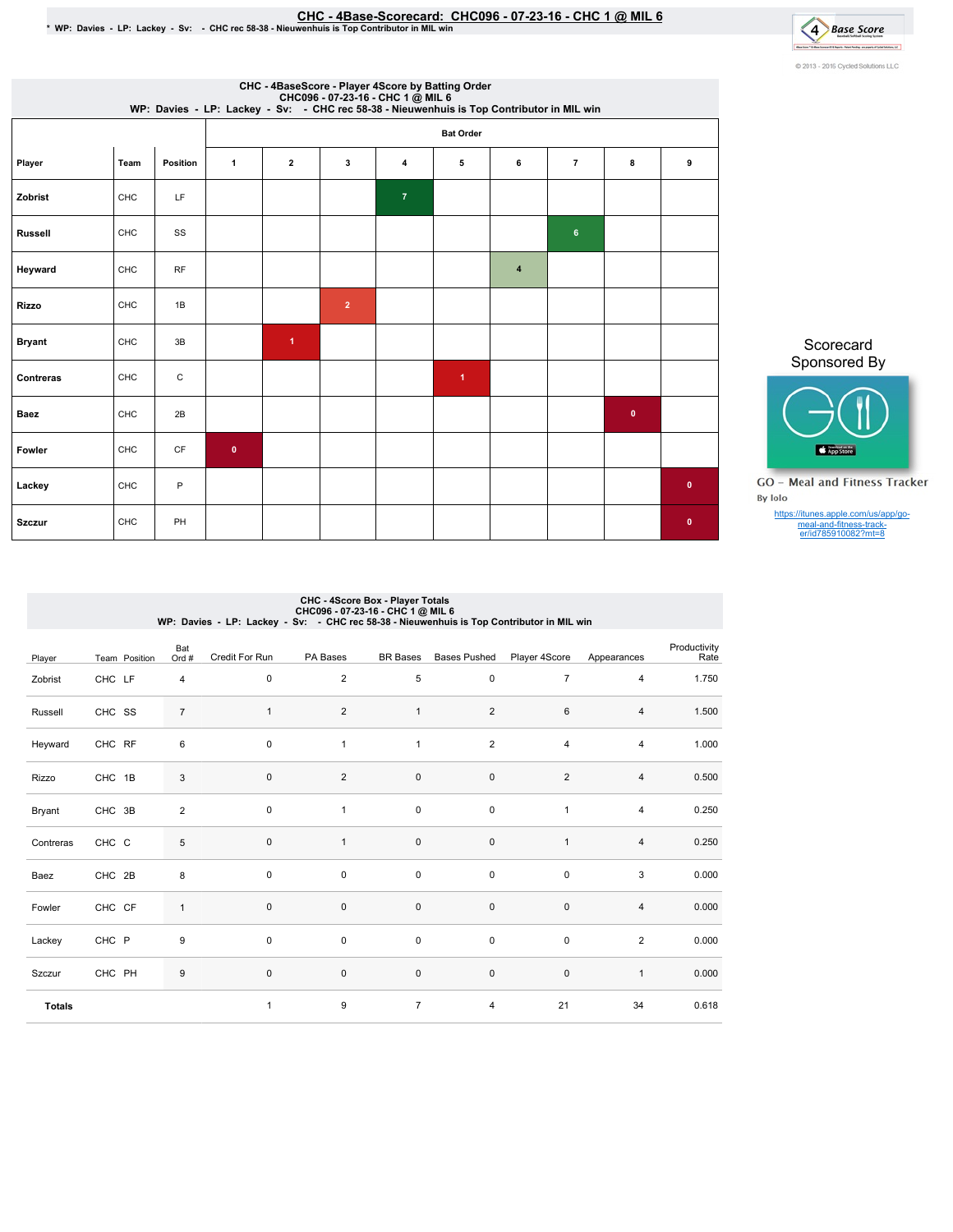# CHC - 4Base-Scorecard: CHC096 - 07-23-16 - CHC 1 @ MIL 6

\* WP: Davies - LP: Lackey - Sv: - CHC rec 58-38 - Nieuwenhuis is Top Contributor in MIL win

© 2013 - 2016 Cycled Solutions LLC

## CHC - 4BaseScore - Player 4Score by Batting Order
CHC096 - 07-23-16 - CHC 1 @ MIL 6
WP: Davies - LP: Lackey - Sv: - CHC rec 58-38 - Nieuwenhuis is Top Contributor in MIL win

| Player | Team | Position | Bat Order 1 | 2 | 3 | 4 | 5 | 6 | 7 | 8 | 9 |
|---|---|---|---|---|---|---|---|---|---|---|---|
| Zobrist | CHC | LF | | | | 7 | | | | | |
| Russell | CHC | SS | | | | | | | 6 | | |
| Heyward | CHC | RF | | | | | | 4 | | | |
| Rizzo | CHC | 1B | | | 2 | | | | | | |
| Bryant | CHC | 3B | | 1 | | | | | | | |
| Contreras | CHC | C | | | | | 1 | | | | |
| Baez | CHC | 2B | | | | | | | | 0 | |
| Fowler | CHC | CF | 0 | | | | | | | | |
| Lackey | CHC | P | | | | | | | | | 0 |
| Szczur | CHC | PH | | | | | | | | | 0 |

Scorecard Sponsored By

GO - Meal and Fitness Tracker
By Iolo
https://itunes.apple.com/us/app/go-meal-and-fitness-track-er/id785910082?mt=8

## CHC - 4Score Box - Player Totals
CHC096 - 07-23-16 - CHC 1 @ MIL 6
WP: Davies - LP: Lackey - Sv: - CHC rec 58-38 - Nieuwenhuis is Top Contributor in MIL win

| Player | Team | Position | Bat Ord # | Credit For Run | PA Bases | BR Bases | Bases Pushed | Player 4Score | Appearances | Productivity Rate |
|---|---|---|---|---|---|---|---|---|---|---|
| Zobrist | CHC | LF | 4 | 0 | 2 | 5 | 0 | 7 | 4 | 1.750 |
| Russell | CHC | SS | 7 | 1 | 2 | 1 | 2 | 6 | 4 | 1.500 |
| Heyward | CHC | RF | 6 | 0 | 1 | 1 | 2 | 4 | 4 | 1.000 |
| Rizzo | CHC | 1B | 3 | 0 | 2 | 0 | 0 | 2 | 4 | 0.500 |
| Bryant | CHC | 3B | 2 | 0 | 1 | 0 | 0 | 1 | 4 | 0.250 |
| Contreras | CHC | C | 5 | 0 | 1 | 0 | 0 | 1 | 4 | 0.250 |
| Baez | CHC | 2B | 8 | 0 | 0 | 0 | 0 | 0 | 3 | 0.000 |
| Fowler | CHC | CF | 1 | 0 | 0 | 0 | 0 | 0 | 4 | 0.000 |
| Lackey | CHC | P | 9 | 0 | 0 | 0 | 0 | 0 | 2 | 0.000 |
| Szczur | CHC | PH | 9 | 0 | 0 | 0 | 0 | 0 | 1 | 0.000 |
| **Totals** | | | | 1 | 9 | 7 | 4 | 21 | 34 | 0.618 |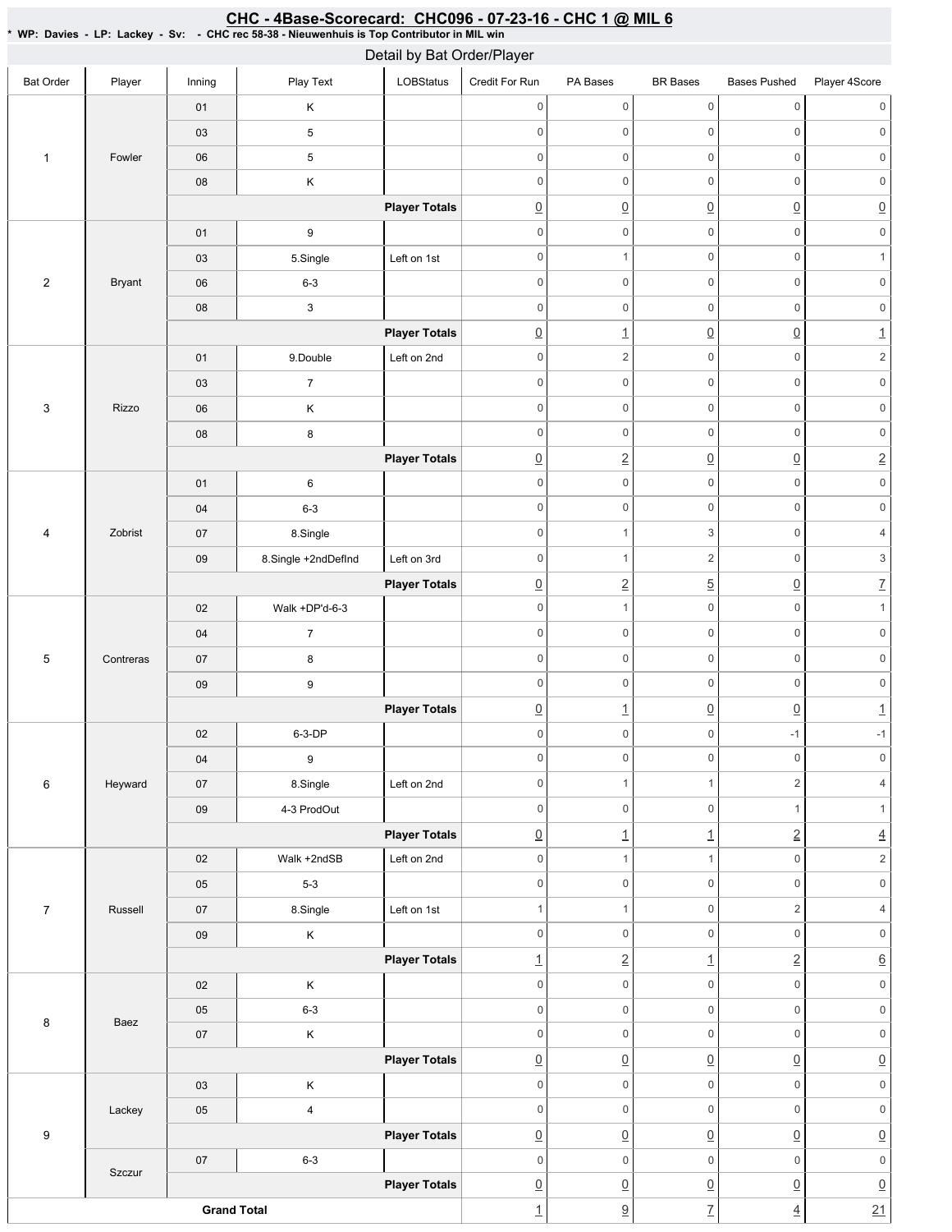## CHC - 4Base-Scorecard: CHC096 - 07-23-16 - CHC 1 @ MIL 6

* WP: Davies - LP: Lackey - Sv: - CHC rec 58-38 - Nieuwenhuis is Top Contributor in MIL win

### Detail by Bat Order/Player

| Bat Order | Player | Inning | Play Text | LOBStatus | Credit For Run | PA Bases | BR Bases | Bases Pushed | Player 4Score |
|---|---|---|---|---|---|---|---|---|---|
| 1 | Fowler | 01 | K | | 0 | 0 | 0 | 0 | 0 |
| | | 03 | 5 | | 0 | 0 | 0 | 0 | 0 |
| | | 06 | 5 | | 0 | 0 | 0 | 0 | 0 |
| | | 08 | K | | 0 | 0 | 0 | 0 | 0 |
| | | | | **Player Totals** | 0 | 0 | 0 | 0 | 0 |
| 2 | Bryant | 01 | 9 | | 0 | 0 | 0 | 0 | 0 |
| | | 03 | 5.Single | Left on 1st | 0 | 1 | 0 | 0 | 1 |
| | | 06 | 6-3 | | 0 | 0 | 0 | 0 | 0 |
| | | 08 | 3 | | 0 | 0 | 0 | 0 | 0 |
| | | | | **Player Totals** | 0 | 1 | 0 | 0 | 1 |
| 3 | Rizzo | 01 | 9.Double | Left on 2nd | 0 | 2 | 0 | 0 | 2 |
| | | 03 | 7 | | 0 | 0 | 0 | 0 | 0 |
| | | 06 | K | | 0 | 0 | 0 | 0 | 0 |
| | | 08 | 8 | | 0 | 0 | 0 | 0 | 0 |
| | | | | **Player Totals** | 0 | 2 | 0 | 0 | 2 |
| 4 | Zobrist | 01 | 6 | | 0 | 0 | 0 | 0 | 0 |
| | | 04 | 6-3 | | 0 | 0 | 0 | 0 | 0 |
| | | 07 | 8.Single | | 0 | 1 | 3 | 0 | 4 |
| | | 09 | 8.Single +2ndDefInd | Left on 3rd | 0 | 1 | 2 | 0 | 3 |
| | | | | **Player Totals** | 0 | 2 | 5 | 0 | 7 |
| 5 | Contreras | 02 | Walk +DP'd-6-3 | | 0 | 1 | 0 | 0 | 1 |
| | | 04 | 7 | | 0 | 0 | 0 | 0 | 0 |
| | | 07 | 8 | | 0 | 0 | 0 | 0 | 0 |
| | | 09 | 9 | | 0 | 0 | 0 | 0 | 0 |
| | | | | **Player Totals** | 0 | 1 | 0 | 0 | 1 |
| 6 | Heyward | 02 | 6-3-DP | | 0 | 0 | 0 | -1 | -1 |
| | | 04 | 9 | | 0 | 0 | 0 | 0 | 0 |
| | | 07 | 8.Single | Left on 2nd | 0 | 1 | 1 | 2 | 4 |
| | | 09 | 4-3 ProdOut | | 0 | 0 | 0 | 1 | 1 |
| | | | | **Player Totals** | 0 | 1 | 1 | 2 | 4 |
| 7 | Russell | 02 | Walk +2ndSB | Left on 2nd | 0 | 1 | 1 | 0 | 2 |
| | | 05 | 5-3 | | 0 | 0 | 0 | 0 | 0 |
| | | 07 | 8.Single | Left on 1st | 1 | 1 | 0 | 2 | 4 |
| | | 09 | K | | 0 | 0 | 0 | 0 | 0 |
| | | | | **Player Totals** | 1 | 2 | 1 | 2 | 6 |
| 8 | Baez | 02 | K | | 0 | 0 | 0 | 0 | 0 |
| | | 05 | 6-3 | | 0 | 0 | 0 | 0 | 0 |
| | | 07 | K | | 0 | 0 | 0 | 0 | 0 |
| | | | | **Player Totals** | 0 | 0 | 0 | 0 | 0 |
| 9 | Lackey | 03 | K | | 0 | 0 | 0 | 0 | 0 |
| | | 05 | 4 | | 0 | 0 | 0 | 0 | 0 |
| | | | | **Player Totals** | 0 | 0 | 0 | 0 | 0 |
| | Szczur | 07 | 6-3 | | 0 | 0 | 0 | 0 | 0 |
| | | | | **Player Totals** | 0 | 0 | 0 | 0 | 0 |
| **Grand Total** | | | | | 1 | 9 | 7 | 4 | 21 |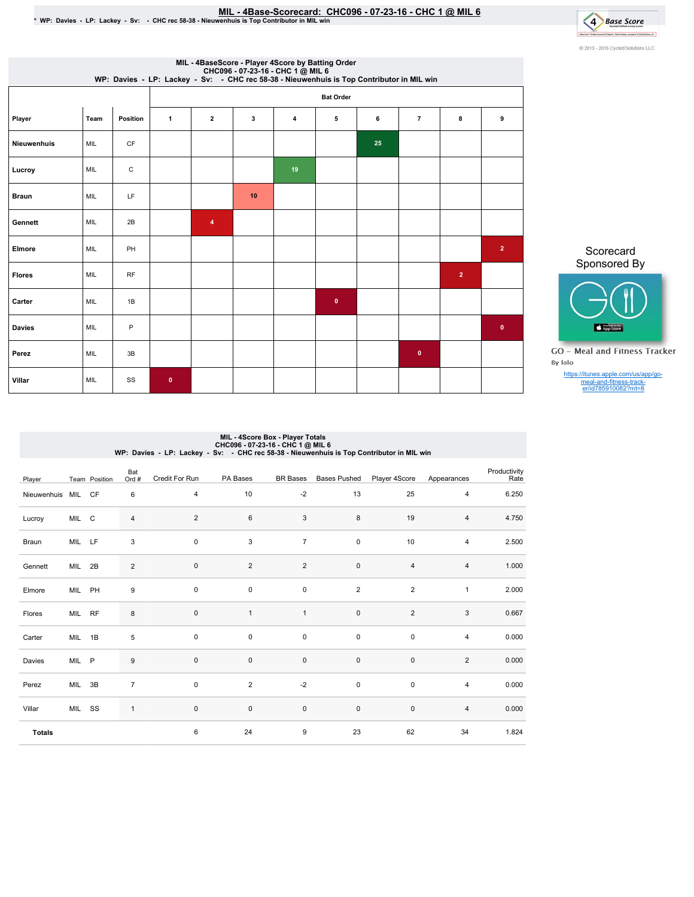# MIL - 4Base-Scorecard: CHC096 - 07-23-16 - CHC 1 @ MIL 6

\* WP: Davies - LP: Lackey - Sv: - CHC rec 58-38 - Nieuwenhuis is Top Contributor in MIL win

## MIL - 4BaseScore - Player 4Score by Batting Order
CHC096 - 07-23-16 - CHC 1 @ MIL 6
WP: Davies - LP: Lackey - Sv: - CHC rec 58-38 - Nieuwenhuis is Top Contributor in MIL win

| | | | Bat Order | | | | | | | | |
|---|---|---|---|---|---|---|---|---|---|---|---|
| Player | Team | Position | 1 | 2 | 3 | 4 | 5 | 6 | 7 | 8 | 9 |
| Nieuwenhuis | MIL | CF | | | | | | 25 | | | |
| Lucroy | MIL | C | | | | 19 | | | | | |
| Braun | MIL | LF | | | 10 | | | | | | |
| Gennett | MIL | 2B | | 4 | | | | | | | |
| Elmore | MIL | PH | | | | | | | | | 2 |
| Flores | MIL | RF | | | | | | | | 2 | |
| Carter | MIL | 1B | | | | | 0 | | | | |
| Davies | MIL | P | | | | | | | | | 0 |
| Perez | MIL | 3B | | | | | | | 0 | | |
| Villar | MIL | SS | 0 | | | | | | | | |

Scorecard Sponsored By

GO - Meal and Fitness Tracker
By Iolo
https://itunes.apple.com/us/app/go-meal-and-fitness-track-er/id785910082?mt=8

## MIL - 4Score Box - Player Totals
CHC096 - 07-23-16 - CHC 1 @ MIL 6
WP: Davies - LP: Lackey - Sv: - CHC rec 58-38 - Nieuwenhuis is Top Contributor in MIL win

| Player | Team | Position | Bat Ord # | Credit For Run | PA Bases | BR Bases | Bases Pushed | Player 4Score | Appearances | Productivity Rate |
|---|---|---|---|---|---|---|---|---|---|---|
| Nieuwenhuis | MIL | CF | 6 | 4 | 10 | -2 | 13 | 25 | 4 | 6.250 |
| Lucroy | MIL | C | 4 | 2 | 6 | 3 | 8 | 19 | 4 | 4.750 |
| Braun | MIL | LF | 3 | 0 | 3 | 7 | 0 | 10 | 4 | 2.500 |
| Gennett | MIL | 2B | 2 | 0 | 2 | 2 | 0 | 4 | 4 | 1.000 |
| Elmore | MIL | PH | 9 | 0 | 0 | 0 | 2 | 2 | 1 | 2.000 |
| Flores | MIL | RF | 8 | 0 | 1 | 1 | 0 | 2 | 3 | 0.667 |
| Carter | MIL | 1B | 5 | 0 | 0 | 0 | 0 | 0 | 4 | 0.000 |
| Davies | MIL | P | 9 | 0 | 0 | 0 | 0 | 0 | 2 | 0.000 |
| Perez | MIL | 3B | 7 | 0 | 2 | -2 | 0 | 0 | 4 | 0.000 |
| Villar | MIL | SS | 1 | 0 | 0 | 0 | 0 | 0 | 4 | 0.000 |
| **Totals** | | | | 6 | 24 | 9 | 23 | 62 | 34 | 1.824 |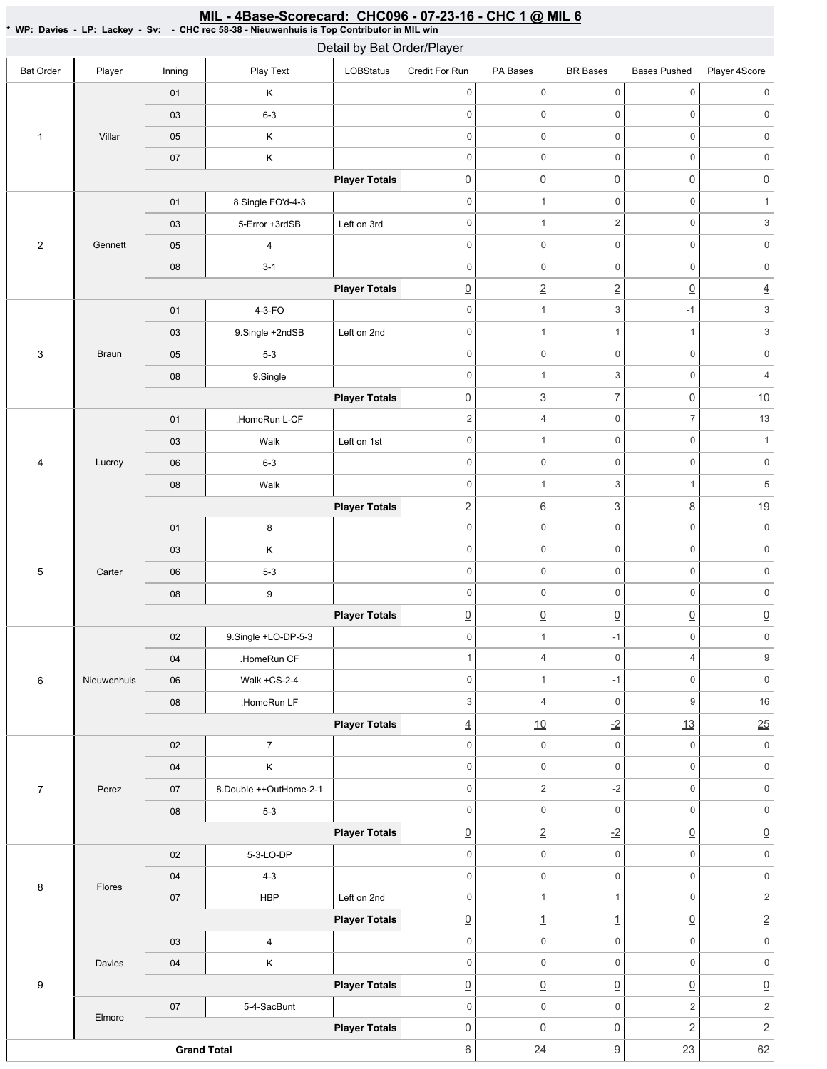# MIL - 4Base-Scorecard: CHC096 - 07-23-16 - CHC 1 @ MIL 6

* WP: Davies - LP: Lackey - Sv: - CHC rec 58-38 - Nieuwenhuis is Top Contributor in MIL win

## Detail by Bat Order/Player

| Bat Order | Player | Inning | Play Text | LOBStatus | Credit For Run | PA Bases | BR Bases | Bases Pushed | Player 4Score |
|---|---|---|---|---|---|---|---|---|---|
| 1 | Villar | 01 | K | | 0 | 0 | 0 | 0 | 0 |
| | | 03 | 6-3 | | 0 | 0 | 0 | 0 | 0 |
| | | 05 | K | | 0 | 0 | 0 | 0 | 0 |
| | | 07 | K | | 0 | 0 | 0 | 0 | 0 |
| | | | | **Player Totals** | 0 | 0 | 0 | 0 | 0 |
| 2 | Gennett | 01 | 8.Single FO'd-4-3 | | 0 | 1 | 0 | 0 | 1 |
| | | 03 | 5-Error +3rdSB | Left on 3rd | 0 | 1 | 2 | 0 | 3 |
| | | 05 | 4 | | 0 | 0 | 0 | 0 | 0 |
| | | 08 | 3-1 | | 0 | 0 | 0 | 0 | 0 |
| | | | | **Player Totals** | 0 | 2 | 2 | 0 | 4 |
| 3 | Braun | 01 | 4-3-FO | | 0 | 1 | 3 | -1 | 3 |
| | | 03 | 9.Single +2ndSB | Left on 2nd | 0 | 1 | 1 | 1 | 3 |
| | | 05 | 5-3 | | 0 | 0 | 0 | 0 | 0 |
| | | 08 | 9.Single | | 0 | 1 | 3 | 0 | 4 |
| | | | | **Player Totals** | 0 | 3 | 7 | 0 | 10 |
| 4 | Lucroy | 01 | .HomeRun L-CF | | 2 | 4 | 0 | 7 | 13 |
| | | 03 | Walk | Left on 1st | 0 | 1 | 0 | 0 | 1 |
| | | 06 | 6-3 | | 0 | 0 | 0 | 0 | 0 |
| | | 08 | Walk | | 0 | 1 | 3 | 1 | 5 |
| | | | | **Player Totals** | 2 | 6 | 3 | 8 | 19 |
| 5 | Carter | 01 | 8 | | 0 | 0 | 0 | 0 | 0 |
| | | 03 | K | | 0 | 0 | 0 | 0 | 0 |
| | | 06 | 5-3 | | 0 | 0 | 0 | 0 | 0 |
| | | 08 | 9 | | 0 | 0 | 0 | 0 | 0 |
| | | | | **Player Totals** | 0 | 0 | 0 | 0 | 0 |
| 6 | Nieuwenhuis | 02 | 9.Single +LO-DP-5-3 | | 0 | 1 | -1 | 0 | 0 |
| | | 04 | .HomeRun CF | | 1 | 4 | 0 | 4 | 9 |
| | | 06 | Walk +CS-2-4 | | 0 | 1 | -1 | 0 | 0 |
| | | 08 | .HomeRun LF | | 3 | 4 | 0 | 9 | 16 |
| | | | | **Player Totals** | 4 | 10 | -2 | 13 | 25 |
| 7 | Perez | 02 | 7 | | 0 | 0 | 0 | 0 | 0 |
| | | 04 | K | | 0 | 0 | 0 | 0 | 0 |
| | | 07 | 8.Double ++OutHome-2-1 | | 0 | 2 | -2 | 0 | 0 |
| | | 08 | 5-3 | | 0 | 0 | 0 | 0 | 0 |
| | | | | **Player Totals** | 0 | 2 | -2 | 0 | 0 |
| 8 | Flores | 02 | 5-3-LO-DP | | 0 | 0 | 0 | 0 | 0 |
| | | 04 | 4-3 | | 0 | 0 | 0 | 0 | 0 |
| | | 07 | HBP | Left on 2nd | 0 | 1 | 1 | 0 | 2 |
| | | | | **Player Totals** | 0 | 1 | 1 | 0 | 2 |
| 9 | Davies | 03 | 4 | | 0 | 0 | 0 | 0 | 0 |
| | | 04 | K | | 0 | 0 | 0 | 0 | 0 |
| | | | | **Player Totals** | 0 | 0 | 0 | 0 | 0 |
| | Elmore | 07 | 5-4-SacBunt | | 0 | 0 | 0 | 2 | 2 |
| | | | | **Player Totals** | 0 | 0 | 0 | 2 | 2 |
| **Grand Total** | | | | | 6 | 24 | 9 | 23 | 62 |